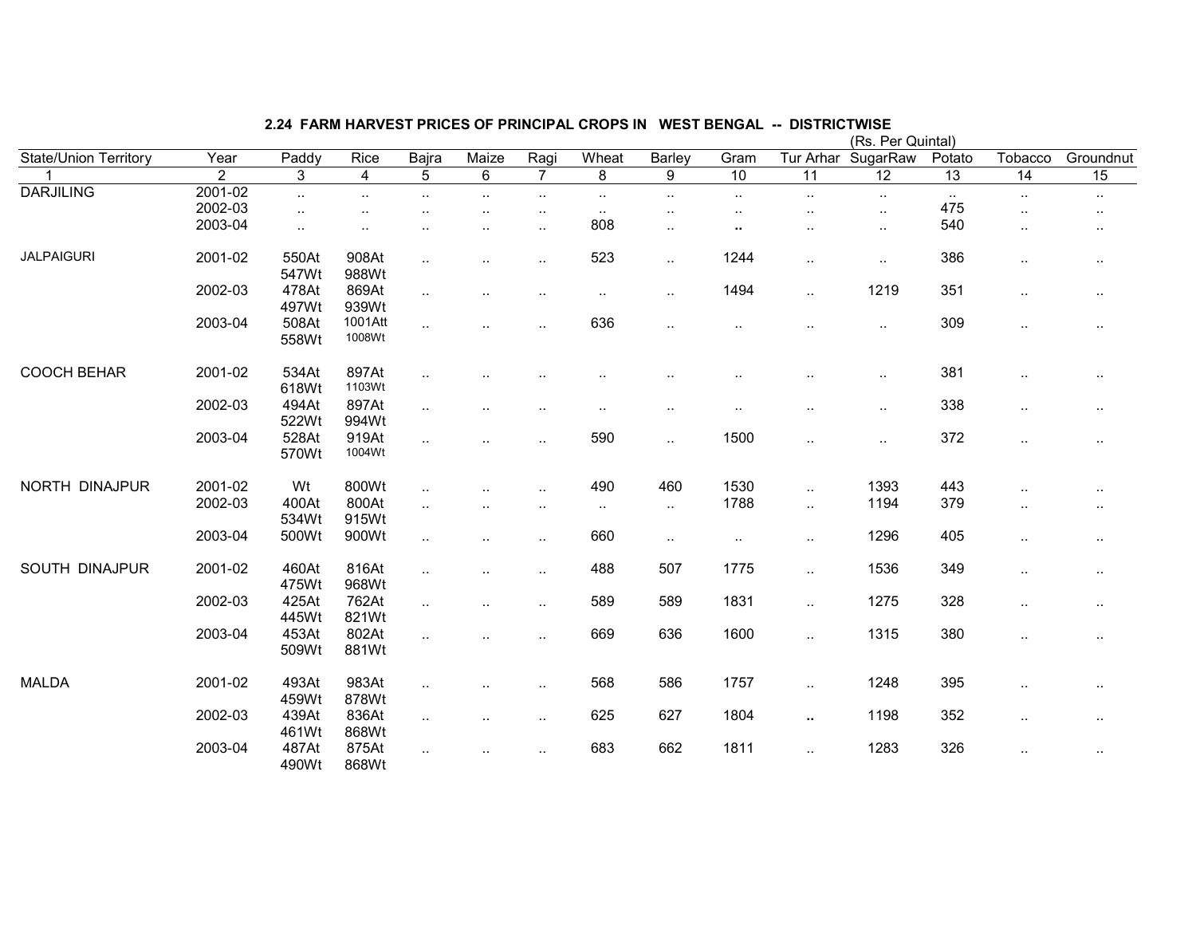## 2.24 FARM HARVEST PRICES OF PRINCIPAL CROPS IN WEST BENGAL -- DISTRICTWISE

(Rs. Per Quintal)

| State/Union Territory | Year | Paddy | Rice | Bajra | Maize | Ragi | Wheat | Barley | Gram | Tur Arhar | SugarRaw | Potato | Tobacco | Groundnut |
|---|---|---|---|---|---|---|---|---|---|---|---|---|---|---|
| 1 | 2 | 3 | 4 | 5 | 6 | 7 | 8 | 9 | 10 | 11 | 12 | 13 | 14 | 15 |
| DARJILING | 2001-02 | .. | .. | .. | .. | .. | .. | .. | .. | .. | .. | .. | .. | .. |
| | 2002-03 | .. | .. | .. | .. | .. | .. | .. | .. | .. | .. | 475 | .. | .. |
| | 2003-04 | .. | .. | .. | .. | .. | 808 | .. | .. | .. | .. | 540 | .. | .. |
| JALPAIGURI | 2001-02 | 550At 547Wt | 908At 988Wt | .. | .. | .. | 523 | .. | 1244 | .. | .. | 386 | .. | .. |
| | 2002-03 | 478At 497Wt | 869At 939Wt | .. | .. | .. | .. | .. | 1494 | .. | 1219 | 351 | .. | .. |
| | 2003-04 | 508At 558Wt | 1001Att 1008Wt | .. | .. | .. | 636 | .. | .. | .. | .. | 309 | .. | .. |
| COOCH BEHAR | 2001-02 | 534At 618Wt | 897At 1103Wt | .. | .. | .. | .. | .. | .. | .. | .. | 381 | .. | .. |
| | 2002-03 | 494At 522Wt | 897At 994Wt | .. | .. | .. | .. | .. | .. | .. | .. | 338 | .. | .. |
| | 2003-04 | 528At 570Wt | 919At 1004Wt | .. | .. | .. | 590 | .. | 1500 | .. | .. | 372 | .. | .. |
| NORTH DINAJPUR | 2001-02 | Wt | 800Wt | .. | .. | .. | 490 | 460 | 1530 | .. | 1393 | 443 | .. | .. |
| | 2002-03 | 400At 534Wt | 800At 915Wt | .. | .. | .. | .. | .. | 1788 | .. | 1194 | 379 | .. | .. |
| | 2003-04 | 500Wt | 900Wt | .. | .. | .. | 660 | .. | .. | .. | 1296 | 405 | .. | .. |
| SOUTH DINAJPUR | 2001-02 | 460At 475Wt | 816At 968Wt | .. | .. | .. | 488 | 507 | 1775 | .. | 1536 | 349 | .. | .. |
| | 2002-03 | 425At 445Wt | 762At 821Wt | .. | .. | .. | 589 | 589 | 1831 | .. | 1275 | 328 | .. | .. |
| | 2003-04 | 453At 509Wt | 802At 881Wt | .. | .. | .. | 669 | 636 | 1600 | .. | 1315 | 380 | .. | .. |
| MALDA | 2001-02 | 493At 459Wt | 983At 878Wt | .. | .. | .. | 568 | 586 | 1757 | .. | 1248 | 395 | .. | .. |
| | 2002-03 | 439At 461Wt | 836At 868Wt | .. | .. | .. | 625 | 627 | 1804 | .. | 1198 | 352 | .. | .. |
| | 2003-04 | 487At 490Wt | 875At 868Wt | .. | .. | .. | 683 | 662 | 1811 | .. | 1283 | 326 | .. | .. |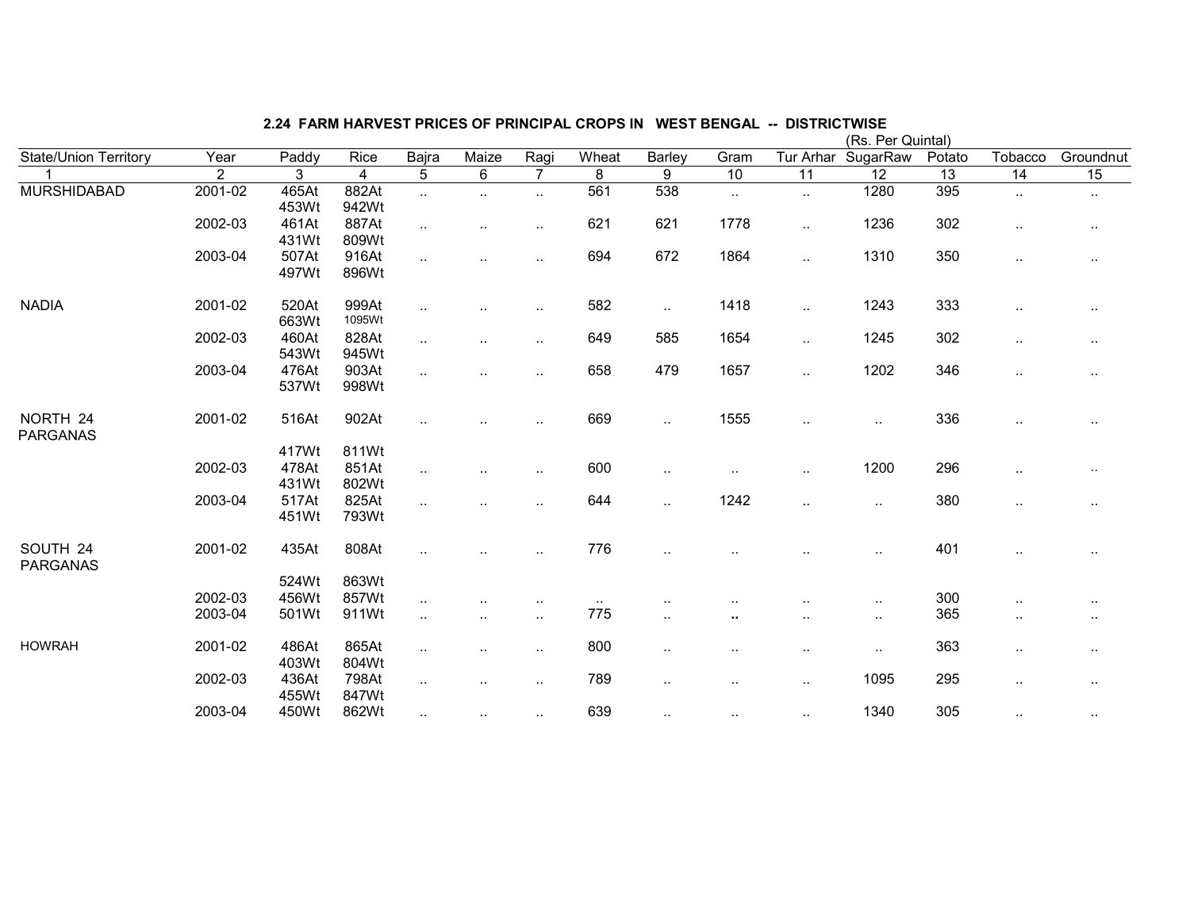## 2.24 FARM HARVEST PRICES OF PRINCIPAL CROPS IN WEST BENGAL -- DISTRICTWISE

(Rs. Per Quintal)

| State/Union Territory | Year | Paddy | Rice | Bajra | Maize | Ragi | Wheat | Barley | Gram | Tur Arhar | SugarRaw | Potato | Tobacco | Groundnut |
|---|---|---|---|---|---|---|---|---|---|---|---|---|---|---|
| 1 | 2 | 3 | 4 | 5 | 6 | 7 | 8 | 9 | 10 | 11 | 12 | 13 | 14 | 15 |
| MURSHIDABAD | 2001-02 | 465At 453Wt | 882At 942Wt | .. | .. | .. | 561 | 538 | .. | .. | 1280 | 395 | .. | .. |
| | 2002-03 | 461At 431Wt | 887At 809Wt | .. | .. | .. | 621 | 621 | 1778 | .. | 1236 | 302 | .. | .. |
| | 2003-04 | 507At 497Wt | 916At 896Wt | .. | .. | .. | 694 | 672 | 1864 | .. | 1310 | 350 | .. | .. |
| NADIA | 2001-02 | 520At 663Wt | 999At 1095Wt | .. | .. | .. | 582 | .. | 1418 | .. | 1243 | 333 | .. | .. |
| | 2002-03 | 460At 543Wt | 828At 945Wt | .. | .. | .. | 649 | 585 | 1654 | .. | 1245 | 302 | .. | .. |
| | 2003-04 | 476At 537Wt | 903At 998Wt | .. | .. | .. | 658 | 479 | 1657 | .. | 1202 | 346 | .. | .. |
| NORTH 24 PARGANAS | 2001-02 | 516At 417Wt | 902At 811Wt | .. | .. | .. | 669 | .. | 1555 | .. | .. | 336 | .. | .. |
| | 2002-03 | 478At 431Wt | 851At 802Wt | .. | .. | .. | 600 | .. | .. | .. | 1200 | 296 | .. | .. |
| | 2003-04 | 517At 451Wt | 825At 793Wt | .. | .. | .. | 644 | .. | 1242 | .. | .. | 380 | .. | .. |
| SOUTH 24 PARGANAS | 2001-02 | 435At 524Wt | 808At 863Wt | .. | .. | .. | 776 | .. | .. | .. | .. | 401 | .. | .. |
| | 2002-03 | 456Wt | 857Wt | .. | .. | .. | .. | .. | .. | .. | .. | 300 | .. | .. |
| | 2003-04 | 501Wt | 911Wt | .. | .. | .. | 775 | .. | .. | .. | .. | 365 | .. | .. |
| HOWRAH | 2001-02 | 486At 403Wt | 865At 804Wt | .. | .. | .. | 800 | .. | .. | .. | .. | 363 | .. | .. |
| | 2002-03 | 436At 455Wt | 798At 847Wt | .. | .. | .. | 789 | .. | .. | .. | 1095 | 295 | .. | .. |
| | 2003-04 | 450Wt | 862Wt | .. | .. | .. | 639 | .. | .. | .. | 1340 | 305 | .. | .. |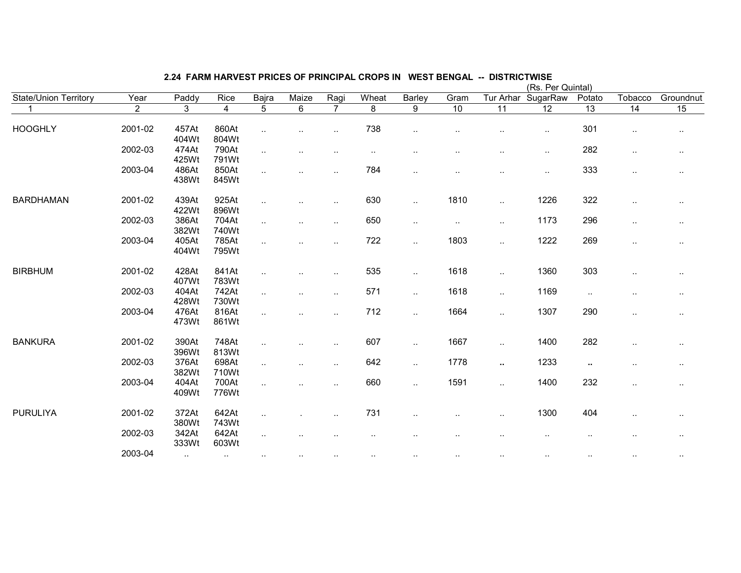## 2.24 FARM HARVEST PRICES OF PRINCIPAL CROPS IN WEST BENGAL -- DISTRICTWISE

(Rs. Per Quintal)

| State/Union Territory | Year | Paddy | Rice | Bajra | Maize | Ragi | Wheat | Barley | Gram | Tur Arhar | SugarRaw | Potato | Tobacco | Groundnut |
|---|---|---|---|---|---|---|---|---|---|---|---|---|---|---|
| 1 | 2 | 3 | 4 | 5 | 6 | 7 | 8 | 9 | 10 | 11 | 12 | 13 | 14 | 15 |
| HOOGHLY | 2001-02 | 457At<br>404Wt | 860At<br>804Wt | .. | .. | .. | 738 | .. | .. | .. | .. | 301 | .. | .. |
| | 2002-03 | 474At<br>425Wt | 790At<br>791Wt | .. | .. | .. | .. | .. | .. | .. | .. | 282 | .. | .. |
| | 2003-04 | 486At<br>438Wt | 850At<br>845Wt | .. | .. | .. | 784 | .. | .. | .. | .. | 333 | .. | .. |
| BARDHAMAN | 2001-02 | 439At<br>422Wt | 925At<br>896Wt | .. | .. | .. | 630 | .. | 1810 | .. | 1226 | 322 | .. | .. |
| | 2002-03 | 386At<br>382Wt | 704At<br>740Wt | .. | .. | .. | 650 | .. | .. | .. | 1173 | 296 | .. | .. |
| | 2003-04 | 405At<br>404Wt | 785At<br>795Wt | .. | .. | .. | 722 | .. | 1803 | .. | 1222 | 269 | .. | .. |
| BIRBHUM | 2001-02 | 428At<br>407Wt | 841At<br>783Wt | .. | .. | .. | 535 | .. | 1618 | .. | 1360 | 303 | .. | .. |
| | 2002-03 | 404At<br>428Wt | 742At<br>730Wt | .. | .. | .. | 571 | .. | 1618 | .. | 1169 | .. | .. | .. |
| | 2003-04 | 476At<br>473Wt | 816At<br>861Wt | .. | .. | .. | 712 | .. | 1664 | .. | 1307 | 290 | .. | .. |
| BANKURA | 2001-02 | 390At<br>396Wt | 748At<br>813Wt | .. | .. | .. | 607 | .. | 1667 | .. | 1400 | 282 | .. | .. |
| | 2002-03 | 376At<br>382Wt | 698At<br>710Wt | .. | .. | .. | 642 | .. | 1778 | .. | 1233 | .. | .. | .. |
| | 2003-04 | 404At<br>409Wt | 700At<br>776Wt | .. | .. | .. | 660 | .. | 1591 | .. | 1400 | 232 | .. | .. |
| PURULIYA | 2001-02 | 372At<br>380Wt | 642At<br>743Wt | .. | . | .. | 731 | .. | .. | .. | 1300 | 404 | .. | .. |
| | 2002-03 | 342At<br>333Wt | 642At<br>603Wt | .. | .. | .. | .. | .. | .. | .. | .. | .. | .. | .. |
| | 2003-04 | .. | .. | .. | .. | .. | .. | .. | .. | .. | .. | .. | .. | .. |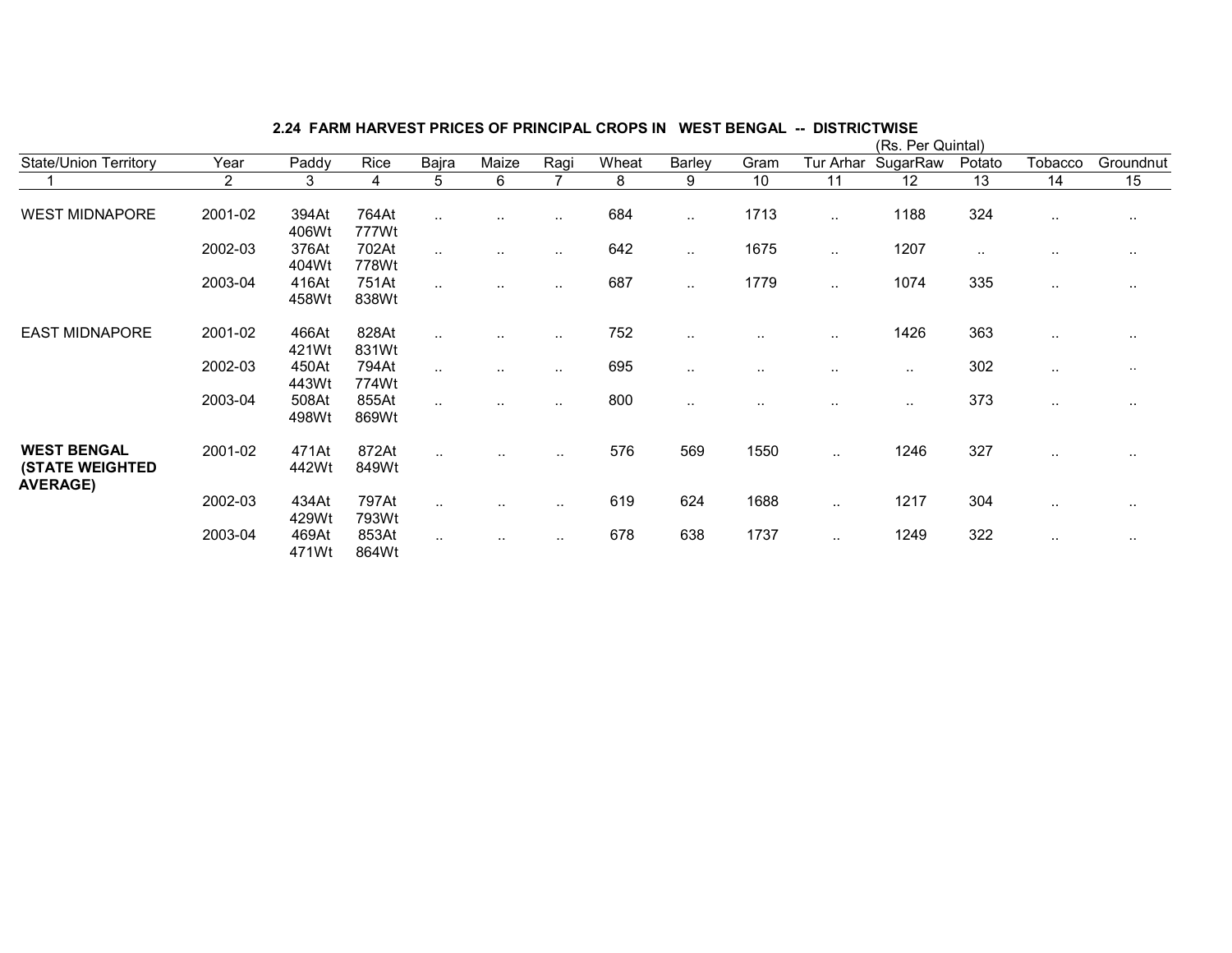## 2.24 FARM HARVEST PRICES OF PRINCIPAL CROPS IN WEST BENGAL -- DISTRICTWISE

(Rs. Per Quintal)

| State/Union Territory | Year | Paddy | Rice | Bajra | Maize | Ragi | Wheat | Barley | Gram | Tur Arhar | SugarRaw | Potato | Tobacco | Groundnut |
|---|---|---|---|---|---|---|---|---|---|---|---|---|---|---|
| 1 | 2 | 3 | 4 | 5 | 6 | 7 | 8 | 9 | 10 | 11 | 12 | 13 | 14 | 15 |
| WEST MIDNAPORE | 2001-02 | 394At 406Wt | 764At 777Wt | .. | .. | .. | 684 | .. | 1713 | .. | 1188 | 324 | .. | .. |
| | 2002-03 | 376At 404Wt | 702At 778Wt | .. | .. | .. | 642 | .. | 1675 | .. | 1207 | .. | .. | .. |
| | 2003-04 | 416At 458Wt | 751At 838Wt | .. | .. | .. | 687 | .. | 1779 | .. | 1074 | 335 | .. | .. |
| EAST MIDNAPORE | 2001-02 | 466At 421Wt | 828At 831Wt | .. | .. | .. | 752 | .. | .. | .. | 1426 | 363 | .. | .. |
| | 2002-03 | 450At 443Wt | 794At 774Wt | .. | .. | .. | 695 | .. | .. | .. | .. | 302 | .. | .. |
| | 2003-04 | 508At 498Wt | 855At 869Wt | .. | .. | .. | 800 | .. | .. | .. | .. | 373 | .. | .. |
| **WEST BENGAL (STATE WEIGHTED AVERAGE)** | 2001-02 | 471At 442Wt | 872At 849Wt | .. | .. | .. | 576 | 569 | 1550 | .. | 1246 | 327 | .. | .. |
| | 2002-03 | 434At 429Wt | 797At 793Wt | .. | .. | .. | 619 | 624 | 1688 | .. | 1217 | 304 | .. | .. |
| | 2003-04 | 469At 471Wt | 853At 864Wt | .. | .. | .. | 678 | 638 | 1737 | .. | 1249 | 322 | .. | .. |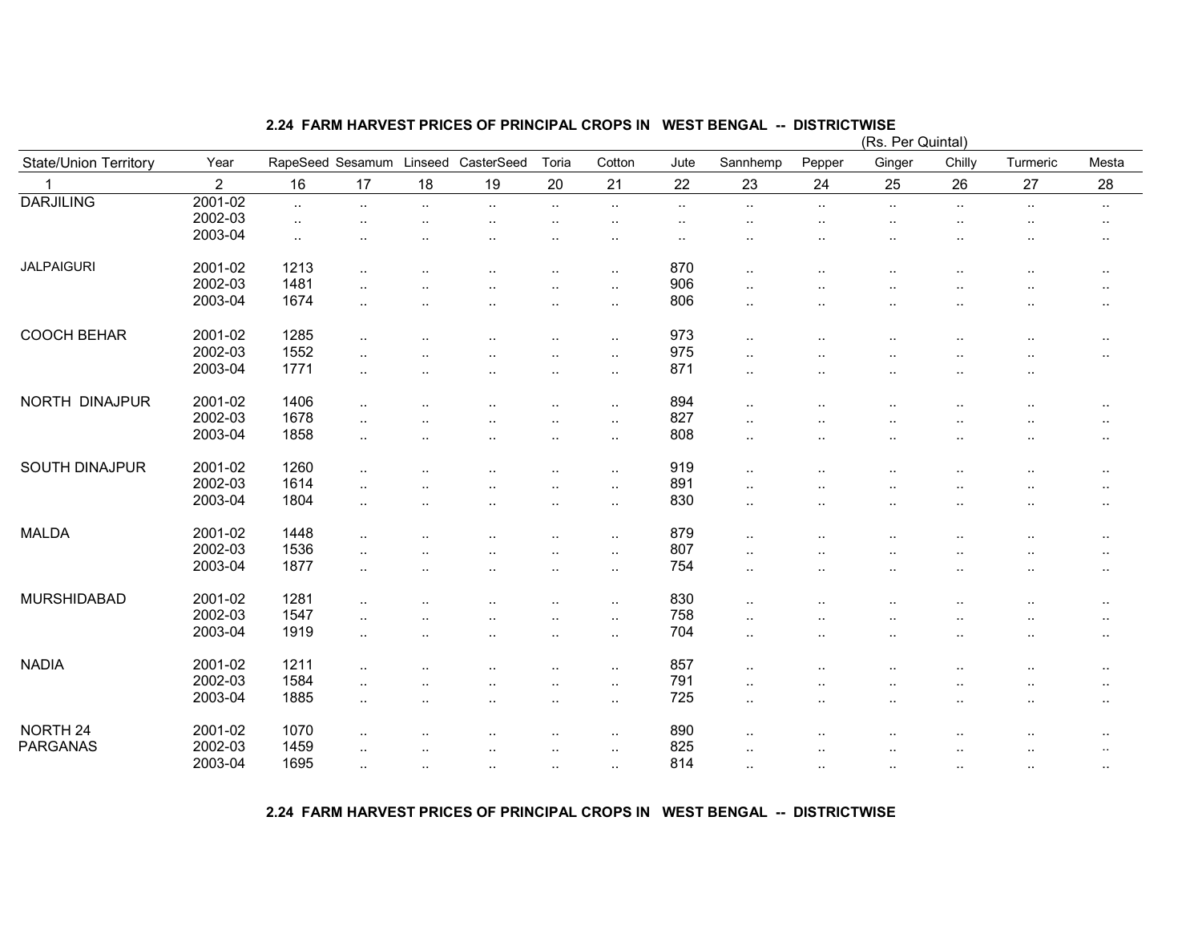## 2.24 FARM HARVEST PRICES OF PRINCIPAL CROPS IN WEST BENGAL -- DISTRICTWISE

(Rs. Per Quintal)

| State/Union Territory | Year | RapeSeed | Sesamum | Linseed | CasterSeed | Toria | Cotton | Jute | Sannhemp | Pepper | Ginger | Chilly | Turmeric | Mesta |
|---|---|---|---|---|---|---|---|---|---|---|---|---|---|---|
| 1 | 2 | 16 | 17 | 18 | 19 | 20 | 21 | 22 | 23 | 24 | 25 | 26 | 27 | 28 |
| DARJILING | 2001-02 | .. | .. | .. | .. | .. | .. | .. | .. | .. | .. | .. | .. | .. |
| | 2002-03 | .. | .. | .. | .. | .. | .. | .. | .. | .. | .. | .. | .. | .. |
| | 2003-04 | .. | .. | .. | .. | .. | .. | .. | .. | .. | .. | .. | .. | .. |
| JALPAIGURI | 2001-02 | 1213 | .. | .. | .. | .. | .. | 870 | .. | .. | .. | .. | .. | .. |
| | 2002-03 | 1481 | .. | .. | .. | .. | .. | 906 | .. | .. | .. | .. | .. | .. |
| | 2003-04 | 1674 | .. | .. | .. | .. | .. | 806 | .. | .. | .. | .. | .. | .. |
| COOCH BEHAR | 2001-02 | 1285 | .. | .. | .. | .. | .. | 973 | .. | .. | .. | .. | .. | .. |
| | 2002-03 | 1552 | .. | .. | .. | .. | .. | 975 | .. | .. | .. | .. | .. | .. |
| | 2003-04 | 1771 | .. | .. | .. | .. | .. | 871 | .. | .. | .. | .. | .. | |
| NORTH DINAJPUR | 2001-02 | 1406 | .. | .. | .. | .. | .. | 894 | .. | .. | .. | .. | .. | .. |
| | 2002-03 | 1678 | .. | .. | .. | .. | .. | 827 | .. | .. | .. | .. | .. | .. |
| | 2003-04 | 1858 | .. | .. | .. | .. | .. | 808 | .. | .. | .. | .. | .. | .. |
| SOUTH DINAJPUR | 2001-02 | 1260 | .. | .. | .. | .. | .. | 919 | .. | .. | .. | .. | .. | .. |
| | 2002-03 | 1614 | .. | .. | .. | .. | .. | 891 | .. | .. | .. | .. | .. | .. |
| | 2003-04 | 1804 | .. | .. | .. | .. | .. | 830 | .. | .. | .. | .. | .. | .. |
| MALDA | 2001-02 | 1448 | .. | .. | .. | .. | .. | 879 | .. | .. | .. | .. | .. | .. |
| | 2002-03 | 1536 | .. | .. | .. | .. | .. | 807 | .. | .. | .. | .. | .. | .. |
| | 2003-04 | 1877 | .. | .. | .. | .. | .. | 754 | .. | .. | .. | .. | .. | .. |
| MURSHIDABAD | 2001-02 | 1281 | .. | .. | .. | .. | .. | 830 | .. | .. | .. | .. | .. | .. |
| | 2002-03 | 1547 | .. | .. | .. | .. | .. | 758 | .. | .. | .. | .. | .. | .. |
| | 2003-04 | 1919 | .. | .. | .. | .. | .. | 704 | .. | .. | .. | .. | .. | .. |
| NADIA | 2001-02 | 1211 | .. | .. | .. | .. | .. | 857 | .. | .. | .. | .. | .. | .. |
| | 2002-03 | 1584 | .. | .. | .. | .. | .. | 791 | .. | .. | .. | .. | .. | .. |
| | 2003-04 | 1885 | .. | .. | .. | .. | .. | 725 | .. | .. | .. | .. | .. | .. |
| NORTH 24 PARGANAS | 2001-02 | 1070 | .. | .. | .. | .. | .. | 890 | .. | .. | .. | .. | .. | .. |
| | 2002-03 | 1459 | .. | .. | .. | .. | .. | 825 | .. | .. | .. | .. | .. | .. |
| | 2003-04 | 1695 | .. | .. | .. | .. | .. | 814 | .. | .. | .. | .. | .. | .. |

## 2.24 FARM HARVEST PRICES OF PRINCIPAL CROPS IN WEST BENGAL -- DISTRICTWISE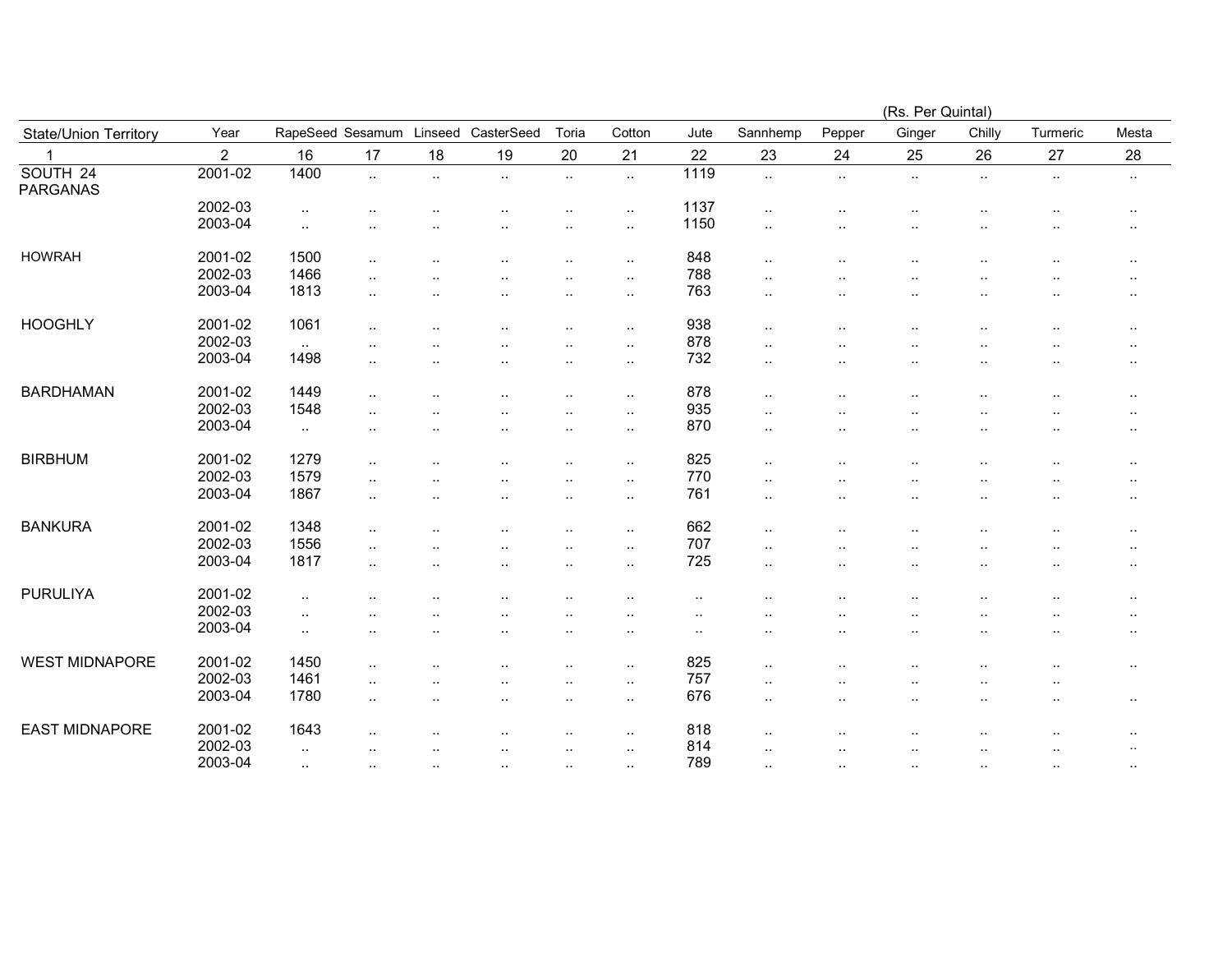(Rs. Per Quintal)

| State/Union Territory | Year | RapeSeed | Sesamum | Linseed | CasterSeed | Toria | Cotton | Jute | Sannhemp | Pepper | Ginger | Chilly | Turmeric | Mesta |
|---|---|---|---|---|---|---|---|---|---|---|---|---|---|---|
| 1 | 2 | 16 | 17 | 18 | 19 | 20 | 21 | 22 | 23 | 24 | 25 | 26 | 27 | 28 |
| SOUTH 24 PARGANAS | 2001-02 | 1400 | .. | .. | .. | .. | .. | 1119 | .. | .. | .. | .. | .. | .. |
| | 2002-03 | .. | .. | .. | .. | .. | .. | 1137 | .. | .. | .. | .. | .. | .. |
| | 2003-04 | .. | .. | .. | .. | .. | .. | 1150 | .. | .. | .. | .. | .. | .. |
| HOWRAH | 2001-02 | 1500 | .. | .. | .. | .. | .. | 848 | .. | .. | .. | .. | .. | .. |
| | 2002-03 | 1466 | .. | .. | .. | .. | .. | 788 | .. | .. | .. | .. | .. | .. |
| | 2003-04 | 1813 | .. | .. | .. | .. | .. | 763 | .. | .. | .. | .. | .. | .. |
| HOOGHLY | 2001-02 | 1061 | .. | .. | .. | .. | .. | 938 | .. | .. | .. | .. | .. | .. |
| | 2002-03 | .. | .. | .. | .. | .. | .. | 878 | .. | .. | .. | .. | .. | .. |
| | 2003-04 | 1498 | .. | .. | .. | .. | .. | 732 | .. | .. | .. | .. | .. | .. |
| BARDHAMAN | 2001-02 | 1449 | .. | .. | .. | .. | .. | 878 | .. | .. | .. | .. | .. | .. |
| | 2002-03 | 1548 | .. | .. | .. | .. | .. | 935 | .. | .. | .. | .. | .. | .. |
| | 2003-04 | .. | .. | .. | .. | .. | .. | 870 | .. | .. | .. | .. | .. | .. |
| BIRBHUM | 2001-02 | 1279 | .. | .. | .. | .. | .. | 825 | .. | .. | .. | .. | .. | .. |
| | 2002-03 | 1579 | .. | .. | .. | .. | .. | 770 | .. | .. | .. | .. | .. | .. |
| | 2003-04 | 1867 | .. | .. | .. | .. | .. | 761 | .. | .. | .. | .. | .. | .. |
| BANKURA | 2001-02 | 1348 | .. | .. | .. | .. | .. | 662 | .. | .. | .. | .. | .. | .. |
| | 2002-03 | 1556 | .. | .. | .. | .. | .. | 707 | .. | .. | .. | .. | .. | .. |
| | 2003-04 | 1817 | .. | .. | .. | .. | .. | 725 | .. | .. | .. | .. | .. | .. |
| PURULIYA | 2001-02 | .. | .. | .. | .. | .. | .. | .. | .. | .. | .. | .. | .. | .. |
| | 2002-03 | .. | .. | .. | .. | .. | .. | .. | .. | .. | .. | .. | .. | .. |
| | 2003-04 | .. | .. | .. | .. | .. | .. | .. | .. | .. | .. | .. | .. | .. |
| WEST MIDNAPORE | 2001-02 | 1450 | .. | .. | .. | .. | .. | 825 | .. | .. | .. | .. | .. | .. |
| | 2002-03 | 1461 | .. | .. | .. | .. | .. | 757 | .. | .. | .. | .. | .. | |
| | 2003-04 | 1780 | .. | .. | .. | .. | .. | 676 | .. | .. | .. | .. | .. | .. |
| EAST MIDNAPORE | 2001-02 | 1643 | .. | .. | .. | .. | .. | 818 | .. | .. | .. | .. | .. | .. |
| | 2002-03 | .. | .. | .. | .. | .. | .. | 814 | .. | .. | .. | .. | .. | .. |
| | 2003-04 | .. | .. | .. | .. | .. | .. | 789 | .. | .. | .. | .. | .. | .. |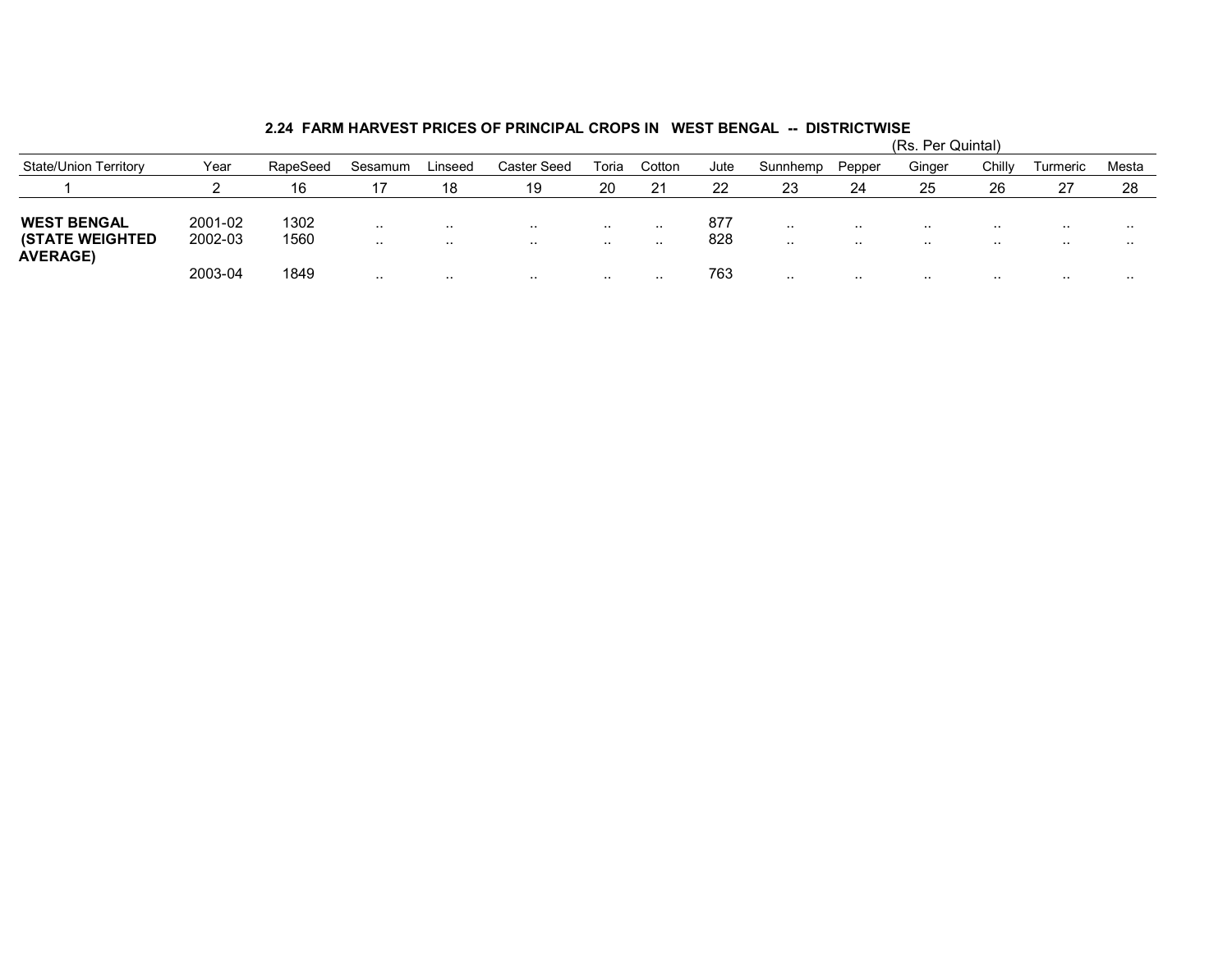## 2.24 FARM HARVEST PRICES OF PRINCIPAL CROPS IN WEST BENGAL -- DISTRICTWISE

(Rs. Per Quintal)

| State/Union Territory | Year | RapeSeed | Sesamum | Linseed | Caster Seed | Toria | Cotton | Jute | Sunnhemp | Pepper | Ginger | Chilly | Turmeric | Mesta |
|---|---|---|---|---|---|---|---|---|---|---|---|---|---|---|
| 1 | 2 | 16 | 17 | 18 | 19 | 20 | 21 | 22 | 23 | 24 | 25 | 26 | 27 | 28 |
| **WEST BENGAL** | 2001-02 | 1302 | .. | .. | .. | .. | .. | 877 | .. | .. | .. | .. | .. | .. |
| **(STATE WEIGHTED AVERAGE)** | 2002-03 | 1560 | .. | .. | .. | .. | .. | 828 | .. | .. | .. | .. | .. | .. |
| | 2003-04 | 1849 | .. | .. | .. | .. | .. | 763 | .. | .. | .. | .. | .. | .. |